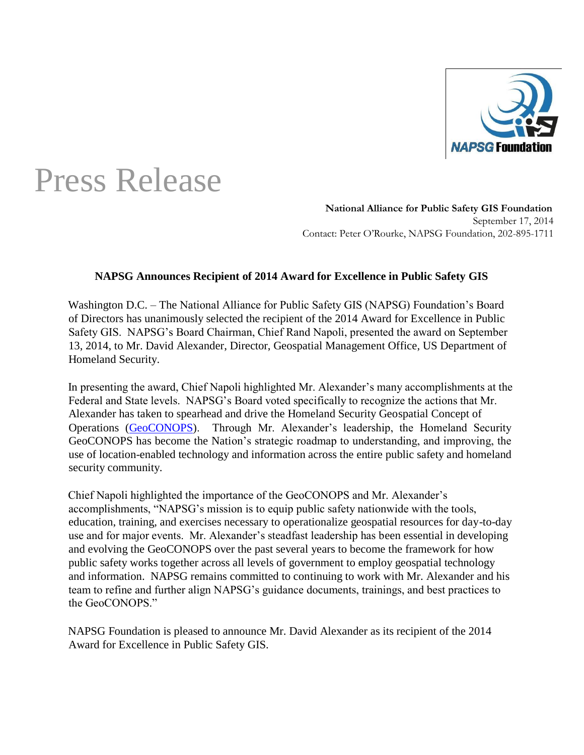# Press Release

**National Alliance for Public Safety GIS Foundation**
September 17, 2014
Contact: Peter O'Rourke, NAPSG Foundation, 202-895-1711

## NAPSG Announces Recipient of 2014 Award for Excellence in Public Safety GIS

Washington D.C. – The National Alliance for Public Safety GIS (NAPSG) Foundation's Board of Directors has unanimously selected the recipient of the 2014 Award for Excellence in Public Safety GIS. NAPSG's Board Chairman, Chief Rand Napoli, presented the award on September 13, 2014, to Mr. David Alexander, Director, Geospatial Management Office, US Department of Homeland Security.

In presenting the award, Chief Napoli highlighted Mr. Alexander's many accomplishments at the Federal and State levels. NAPSG's Board voted specifically to recognize the actions that Mr. Alexander has taken to spearhead and drive the Homeland Security Geospatial Concept of Operations (GeoCONOPS). Through Mr. Alexander's leadership, the Homeland Security GeoCONOPS has become the Nation's strategic roadmap to understanding, and improving, the use of location-enabled technology and information across the entire public safety and homeland security community.

Chief Napoli highlighted the importance of the GeoCONOPS and Mr. Alexander's accomplishments, "NAPSG's mission is to equip public safety nationwide with the tools, education, training, and exercises necessary to operationalize geospatial resources for day-to-day use and for major events. Mr. Alexander's steadfast leadership has been essential in developing and evolving the GeoCONOPS over the past several years to become the framework for how public safety works together across all levels of government to employ geospatial technology and information. NAPSG remains committed to continuing to work with Mr. Alexander and his team to refine and further align NAPSG's guidance documents, trainings, and best practices to the GeoCONOPS."

NAPSG Foundation is pleased to announce Mr. David Alexander as its recipient of the 2014 Award for Excellence in Public Safety GIS.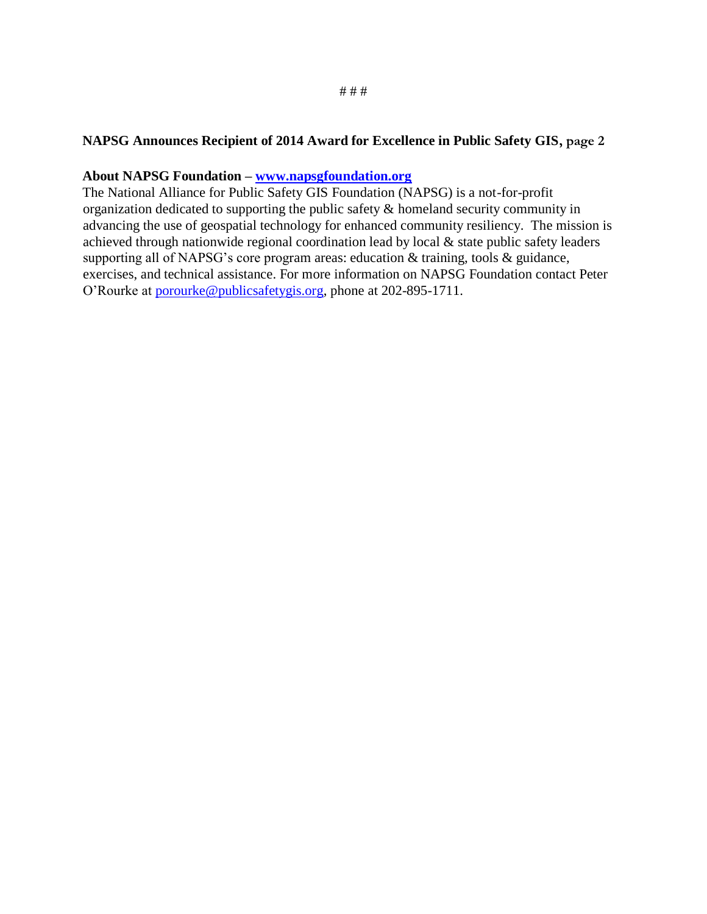# # #

**NAPSG Announces Recipient of 2014 Award for Excellence in Public Safety GIS, page 2**

**About NAPSG Foundation – [www.napsgfoundation.org](http://www.napsgfoundation.org)**

The National Alliance for Public Safety GIS Foundation (NAPSG) is a not-for-profit organization dedicated to supporting the public safety & homeland security community in advancing the use of geospatial technology for enhanced community resiliency. The mission is achieved through nationwide regional coordination lead by local & state public safety leaders supporting all of NAPSG's core program areas: education & training, tools & guidance, exercises, and technical assistance. For more information on NAPSG Foundation contact Peter O'Rourke at porourke@publicsafetygis.org, phone at 202-895-1711.